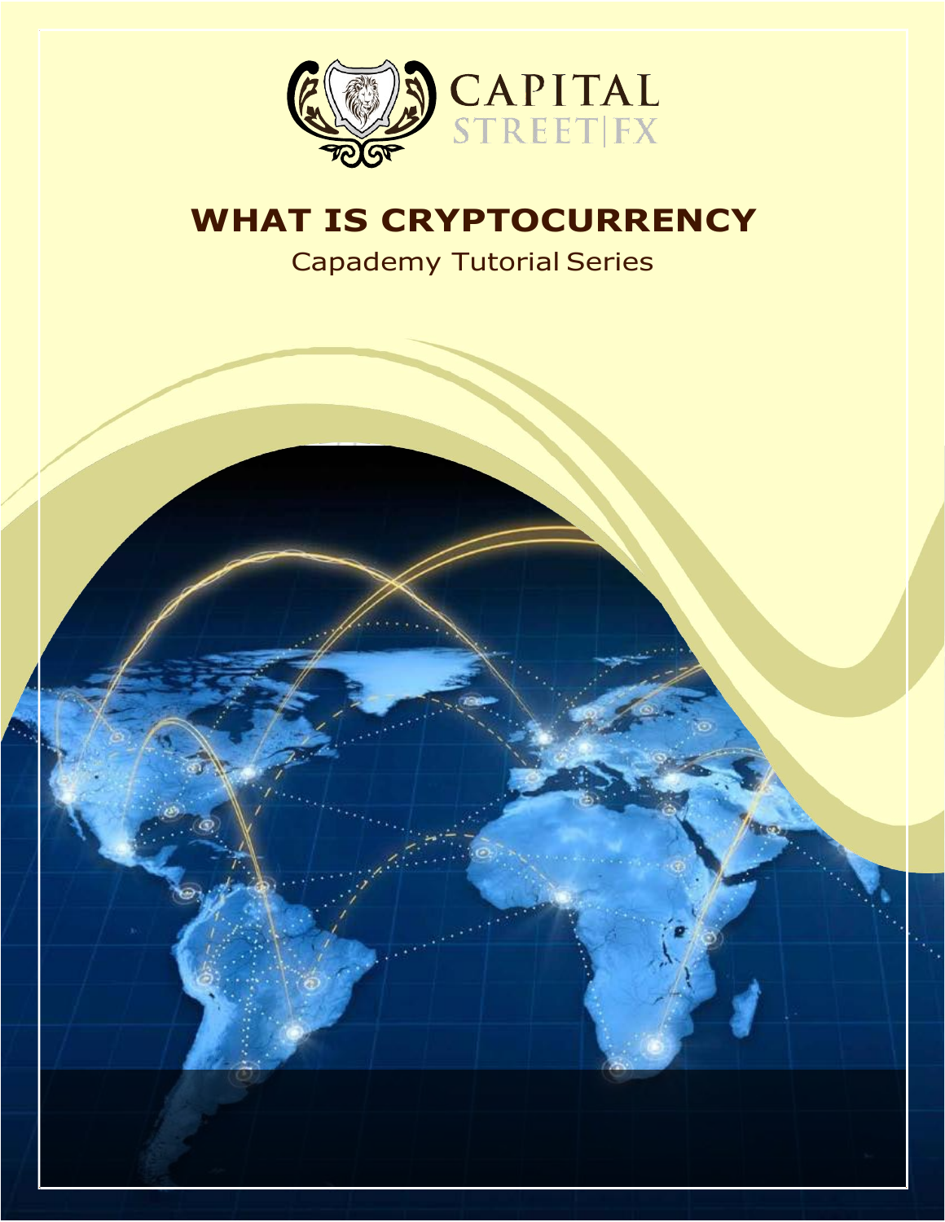CAPITAL STREET|FX

# WHAT IS CRYPTOCURRENCY

Capademy Tutorial Series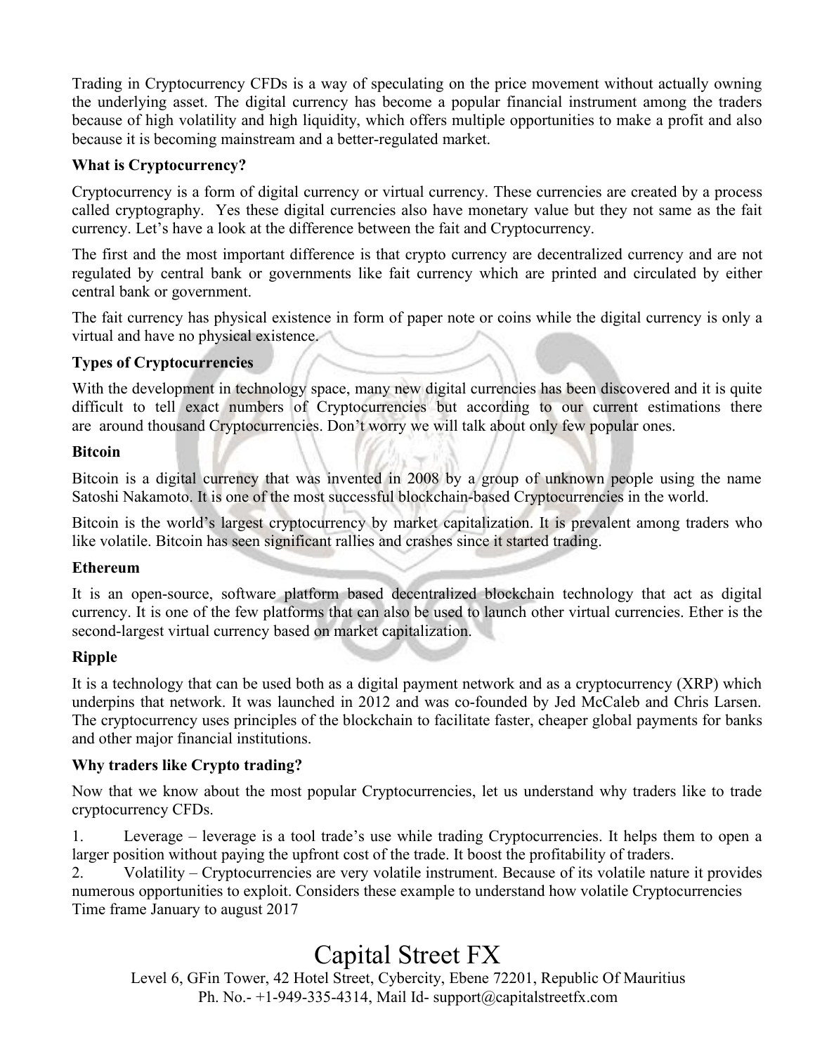Trading in Cryptocurrency CFDs is a way of speculating on the price movement without actually owning the underlying asset. The digital currency has become a popular financial instrument among the traders because of high volatility and high liquidity, which offers multiple opportunities to make a profit and also because it is becoming mainstream and a better-regulated market.

**What is Cryptocurrency?**

Cryptocurrency is a form of digital currency or virtual currency. These currencies are created by a process called cryptography. Yes these digital currencies also have monetary value but they not same as the fait currency. Let's have a look at the difference between the fait and Cryptocurrency.

The first and the most important difference is that crypto currency are decentralized currency and are not regulated by central bank or governments like fait currency which are printed and circulated by either central bank or government.

The fait currency has physical existence in form of paper note or coins while the digital currency is only a virtual and have no physical existence.

**Types of Cryptocurrencies**

With the development in technology space, many new digital currencies has been discovered and it is quite difficult to tell exact numbers of Cryptocurrencies but according to our current estimations there are around thousand Cryptocurrencies. Don't worry we will talk about only few popular ones.

**Bitcoin**

Bitcoin is a digital currency that was invented in 2008 by a group of unknown people using the name Satoshi Nakamoto. It is one of the most successful blockchain-based Cryptocurrencies in the world.

Bitcoin is the world's largest cryptocurrency by market capitalization. It is prevalent among traders who like volatile. Bitcoin has seen significant rallies and crashes since it started trading.

**Ethereum**

It is an open-source, software platform based decentralized blockchain technology that act as digital currency. It is one of the few platforms that can also be used to launch other virtual currencies. Ether is the second-largest virtual currency based on market capitalization.

**Ripple**

It is a technology that can be used both as a digital payment network and as a cryptocurrency (XRP) which underpins that network. It was launched in 2012 and was co-founded by Jed McCaleb and Chris Larsen. The cryptocurrency uses principles of the blockchain to facilitate faster, cheaper global payments for banks and other major financial institutions.

**Why traders like Crypto trading?**

Now that we know about the most popular Cryptocurrencies, let us understand why traders like to trade cryptocurrency CFDs.

1. Leverage – leverage is a tool trade's use while trading Cryptocurrencies. It helps them to open a larger position without paying the upfront cost of the trade. It boost the profitability of traders.
2. Volatility – Cryptocurrencies are very volatile instrument. Because of its volatile nature it provides numerous opportunities to exploit. Considers these example to understand how volatile Cryptocurrencies Time frame January to august 2017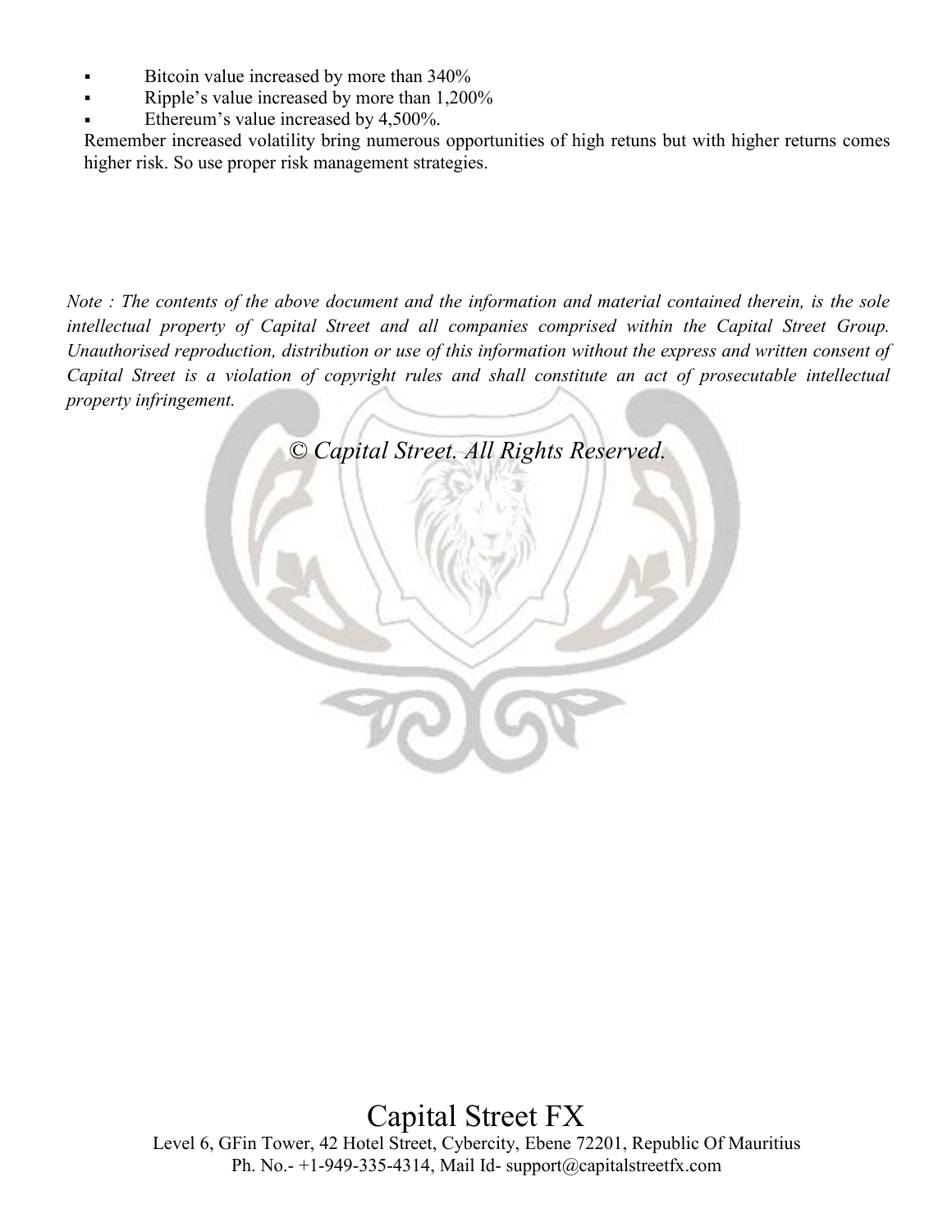- Bitcoin value increased by more than 340%
- Ripple's value increased by more than 1,200%
- Ethereum's value increased by 4,500%.

Remember increased volatility bring numerous opportunities of high retuns but with higher returns comes higher risk. So use proper risk management strategies.

*Note : The contents of the above document and the information and material contained therein, is the sole intellectual property of Capital Street and all companies comprised within the Capital Street Group. Unauthorised reproduction, distribution or use of this information without the express and written consent of Capital Street is a violation of copyright rules and shall constitute an act of prosecutable intellectual property infringement.*

*© Capital Street. All Rights Reserved.*

Capital Street FX

Level 6, GFin Tower, 42 Hotel Street, Cybercity, Ebene 72201, Republic Of Mauritius

Ph. No.- +1-949-335-4314, Mail Id- support@capitalstreetfx.com